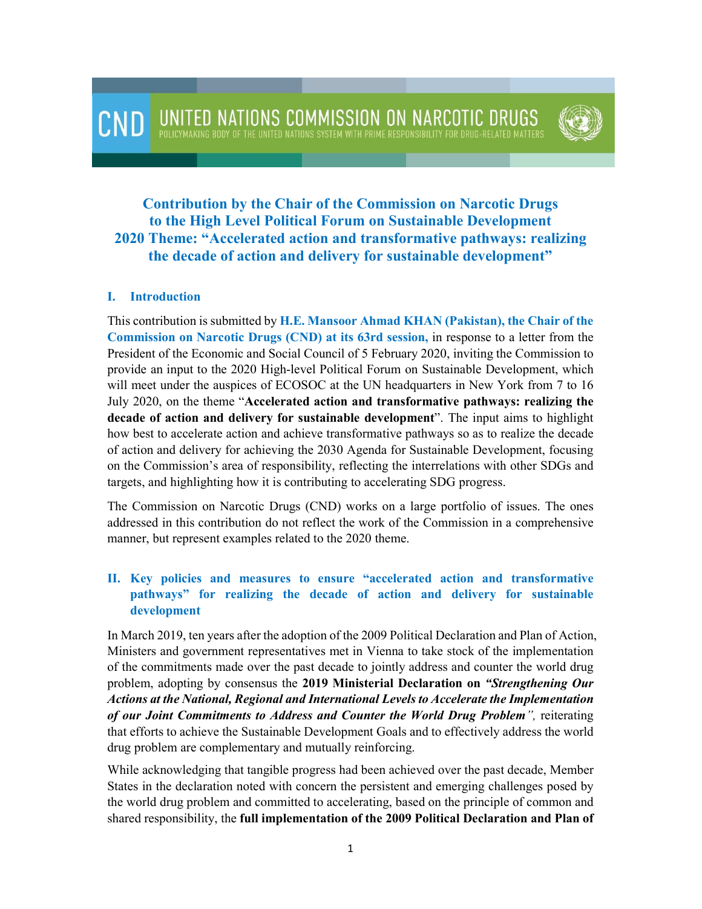CND UNITED NATIONS COMMISSION ON NARCOTIC DRUGS
POLICYMAKING BODY OF THE UNITED NATIONS SYSTEM WITH PRIME RESPONSIBILITY FOR DRUG-RELATED MATTERS

# Contribution by the Chair of the Commission on Narcotic Drugs to the High Level Political Forum on Sustainable Development 2020 Theme: "Accelerated action and transformative pathways: realizing the decade of action and delivery for sustainable development"

## I. Introduction

This contribution is submitted by **H.E. Mansoor Ahmad KHAN (Pakistan), the Chair of the Commission on Narcotic Drugs (CND) at its 63rd session,** in response to a letter from the President of the Economic and Social Council of 5 February 2020, inviting the Commission to provide an input to the 2020 High-level Political Forum on Sustainable Development, which will meet under the auspices of ECOSOC at the UN headquarters in New York from 7 to 16 July 2020, on the theme "**Accelerated action and transformative pathways: realizing the decade of action and delivery for sustainable development**". The input aims to highlight how best to accelerate action and achieve transformative pathways so as to realize the decade of action and delivery for achieving the 2030 Agenda for Sustainable Development, focusing on the Commission's area of responsibility, reflecting the interrelations with other SDGs and targets, and highlighting how it is contributing to accelerating SDG progress.

The Commission on Narcotic Drugs (CND) works on a large portfolio of issues. The ones addressed in this contribution do not reflect the work of the Commission in a comprehensive manner, but represent examples related to the 2020 theme.

## II. Key policies and measures to ensure "accelerated action and transformative pathways" for realizing the decade of action and delivery for sustainable development

In March 2019, ten years after the adoption of the 2009 Political Declaration and Plan of Action, Ministers and government representatives met in Vienna to take stock of the implementation of the commitments made over the past decade to jointly address and counter the world drug problem, adopting by consensus the **2019 Ministerial Declaration on *"Strengthening Our Actions at the National, Regional and International Levels to Accelerate the Implementation of our Joint Commitments to Address and Counter the World Drug Problem"*,** reiterating that efforts to achieve the Sustainable Development Goals and to effectively address the world drug problem are complementary and mutually reinforcing.

While acknowledging that tangible progress had been achieved over the past decade, Member States in the declaration noted with concern the persistent and emerging challenges posed by the world drug problem and committed to accelerating, based on the principle of common and shared responsibility, the **full implementation of the 2009 Political Declaration and Plan of**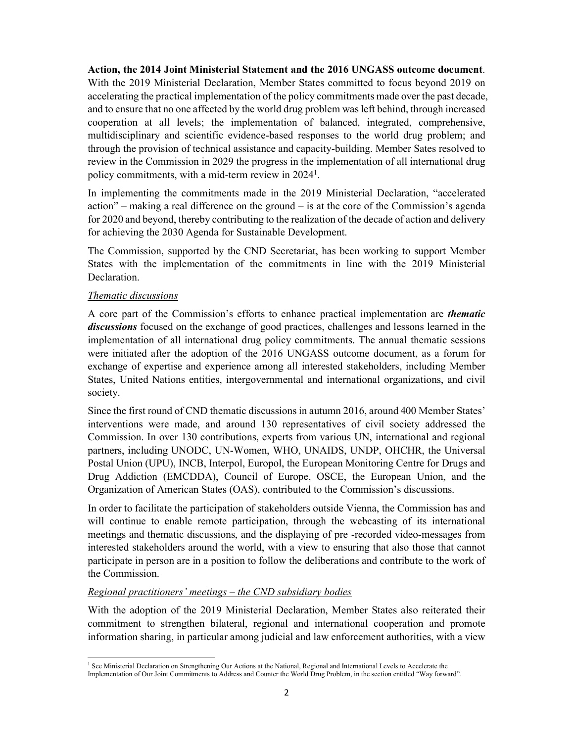**Action, the 2014 Joint Ministerial Statement and the 2016 UNGASS outcome document**. With the 2019 Ministerial Declaration, Member States committed to focus beyond 2019 on accelerating the practical implementation of the policy commitments made over the past decade, and to ensure that no one affected by the world drug problem was left behind, through increased cooperation at all levels; the implementation of balanced, integrated, comprehensive, multidisciplinary and scientific evidence-based responses to the world drug problem; and through the provision of technical assistance and capacity-building. Member Sates resolved to review in the Commission in 2029 the progress in the implementation of all international drug policy commitments, with a mid-term review in 2024[1].

In implementing the commitments made in the 2019 Ministerial Declaration, "accelerated action" – making a real difference on the ground – is at the core of the Commission's agenda for 2020 and beyond, thereby contributing to the realization of the decade of action and delivery for achieving the 2030 Agenda for Sustainable Development.

The Commission, supported by the CND Secretariat, has been working to support Member States with the implementation of the commitments in line with the 2019 Ministerial Declaration.

*Thematic discussions*

A core part of the Commission's efforts to enhance practical implementation are ***thematic discussions*** focused on the exchange of good practices, challenges and lessons learned in the implementation of all international drug policy commitments. The annual thematic sessions were initiated after the adoption of the 2016 UNGASS outcome document, as a forum for exchange of expertise and experience among all interested stakeholders, including Member States, United Nations entities, intergovernmental and international organizations, and civil society.

Since the first round of CND thematic discussions in autumn 2016, around 400 Member States' interventions were made, and around 130 representatives of civil society addressed the Commission. In over 130 contributions, experts from various UN, international and regional partners, including UNODC, UN-Women, WHO, UNAIDS, UNDP, OHCHR, the Universal Postal Union (UPU), INCB, Interpol, Europol, the European Monitoring Centre for Drugs and Drug Addiction (EMCDDA), Council of Europe, OSCE, the European Union, and the Organization of American States (OAS), contributed to the Commission's discussions.

In order to facilitate the participation of stakeholders outside Vienna, the Commission has and will continue to enable remote participation, through the webcasting of its international meetings and thematic discussions, and the displaying of pre -recorded video-messages from interested stakeholders around the world, with a view to ensuring that also those that cannot participate in person are in a position to follow the deliberations and contribute to the work of the Commission.

*Regional practitioners' meetings – the CND subsidiary bodies*

With the adoption of the 2019 Ministerial Declaration, Member States also reiterated their commitment to strengthen bilateral, regional and international cooperation and promote information sharing, in particular among judicial and law enforcement authorities, with a view

---

[1] See Ministerial Declaration on Strengthening Our Actions at the National, Regional and International Levels to Accelerate the Implementation of Our Joint Commitments to Address and Counter the World Drug Problem, in the section entitled "Way forward".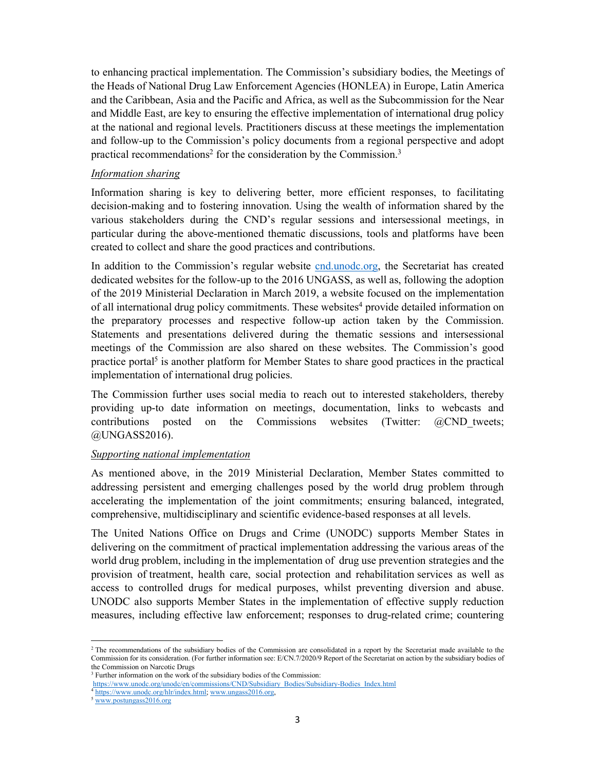to enhancing practical implementation. The Commission's subsidiary bodies, the Meetings of the Heads of National Drug Law Enforcement Agencies (HONLEA) in Europe, Latin America and the Caribbean, Asia and the Pacific and Africa, as well as the Subcommission for the Near and Middle East, are key to ensuring the effective implementation of international drug policy at the national and regional levels. Practitioners discuss at these meetings the implementation and follow-up to the Commission's policy documents from a regional perspective and adopt practical recommendations[2] for the consideration by the Commission.[3]

*Information sharing*

Information sharing is key to delivering better, more efficient responses, to facilitating decision-making and to fostering innovation. Using the wealth of information shared by the various stakeholders during the CND's regular sessions and intersessional meetings, in particular during the above-mentioned thematic discussions, tools and platforms have been created to collect and share the good practices and contributions.

In addition to the Commission's regular website [cnd.unodc.org](cnd.unodc.org), the Secretariat has created dedicated websites for the follow-up to the 2016 UNGASS, as well as, following the adoption of the 2019 Ministerial Declaration in March 2019, a website focused on the implementation of all international drug policy commitments. These websites[4] provide detailed information on the preparatory processes and respective follow-up action taken by the Commission. Statements and presentations delivered during the thematic sessions and intersessional meetings of the Commission are also shared on these websites. The Commission's good practice portal[5] is another platform for Member States to share good practices in the practical implementation of international drug policies.

The Commission further uses social media to reach out to interested stakeholders, thereby providing up-to date information on meetings, documentation, links to webcasts and contributions posted on the Commissions websites (Twitter: @CND_tweets; @UNGASS2016).

*Supporting national implementation*

As mentioned above, in the 2019 Ministerial Declaration, Member States committed to addressing persistent and emerging challenges posed by the world drug problem through accelerating the implementation of the joint commitments; ensuring balanced, integrated, comprehensive, multidisciplinary and scientific evidence-based responses at all levels.

The United Nations Office on Drugs and Crime (UNODC) supports Member States in delivering on the commitment of practical implementation addressing the various areas of the world drug problem, including in the implementation of drug use prevention strategies and the provision of treatment, health care, social protection and rehabilitation services as well as access to controlled drugs for medical purposes, whilst preventing diversion and abuse. UNODC also supports Member States in the implementation of effective supply reduction measures, including effective law enforcement; responses to drug-related crime; countering

---

[2] The recommendations of the subsidiary bodies of the Commission are consolidated in a report by the Secretariat made available to the Commission for its consideration. (For further information see: E/CN.7/2020/9 Report of the Secretariat on action by the subsidiary bodies of the Commission on Narcotic Drugs

[3] Further information on the work of the subsidiary bodies of the Commission: https://www.unodc.org/unodc/en/commissions/CND/Subsidiary_Bodies/Subsidiary-Bodies_Index.html

[4] https://www.unodc.org/hlr/index.html; www.ungass2016.org,

[5] www.postungass2016.org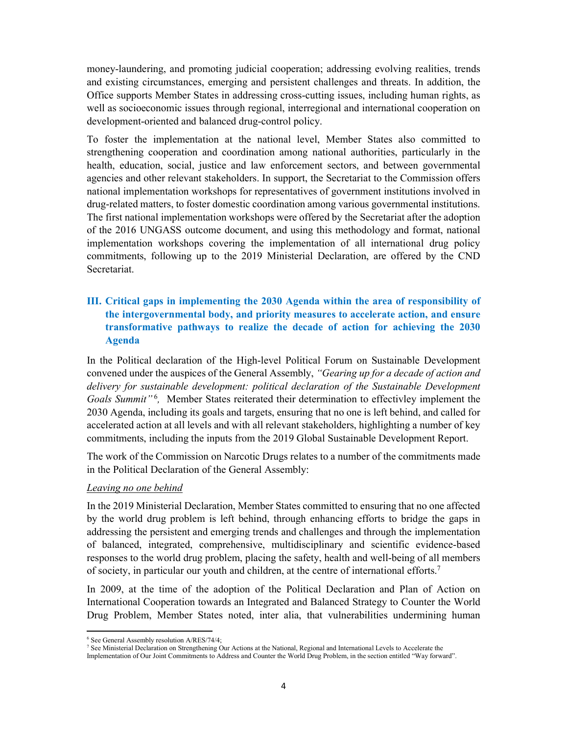money-laundering, and promoting judicial cooperation; addressing evolving realities, trends and existing circumstances, emerging and persistent challenges and threats. In addition, the Office supports Member States in addressing cross-cutting issues, including human rights, as well as socioeconomic issues through regional, interregional and international cooperation on development-oriented and balanced drug-control policy.

To foster the implementation at the national level, Member States also committed to strengthening cooperation and coordination among national authorities, particularly in the health, education, social, justice and law enforcement sectors, and between governmental agencies and other relevant stakeholders. In support, the Secretariat to the Commission offers national implementation workshops for representatives of government institutions involved in drug-related matters, to foster domestic coordination among various governmental institutions. The first national implementation workshops were offered by the Secretariat after the adoption of the 2016 UNGASS outcome document, and using this methodology and format, national implementation workshops covering the implementation of all international drug policy commitments, following up to the 2019 Ministerial Declaration, are offered by the CND Secretariat.

## III. Critical gaps in implementing the 2030 Agenda within the area of responsibility of the intergovernmental body, and priority measures to accelerate action, and ensure transformative pathways to realize the decade of action for achieving the 2030 Agenda

In the Political declaration of the High-level Political Forum on Sustainable Development convened under the auspices of the General Assembly, *"Gearing up for a decade of action and delivery for sustainable development: political declaration of the Sustainable Development Goals Summit"*[6], Member States reiterated their determination to effectivley implement the 2030 Agenda, including its goals and targets, ensuring that no one is left behind, and called for accelerated action at all levels and with all relevant stakeholders, highlighting a number of key commitments, including the inputs from the 2019 Global Sustainable Development Report.

The work of the Commission on Narcotic Drugs relates to a number of the commitments made in the Political Declaration of the General Assembly:

<u>Leaving no one behind</u>

In the 2019 Ministerial Declaration, Member States committed to ensuring that no one affected by the world drug problem is left behind, through enhancing efforts to bridge the gaps in addressing the persistent and emerging trends and challenges and through the implementation of balanced, integrated, comprehensive, multidisciplinary and scientific evidence-based responses to the world drug problem, placing the safety, health and well-being of all members of society, in particular our youth and children, at the centre of international efforts.[7]

In 2009, at the time of the adoption of the Political Declaration and Plan of Action on International Cooperation towards an Integrated and Balanced Strategy to Counter the World Drug Problem, Member States noted, inter alia, that vulnerabilities undermining human

---

[6] See General Assembly resolution A/RES/74/4;

[7] See Ministerial Declaration on Strengthening Our Actions at the National, Regional and International Levels to Accelerate the Implementation of Our Joint Commitments to Address and Counter the World Drug Problem, in the section entitled "Way forward".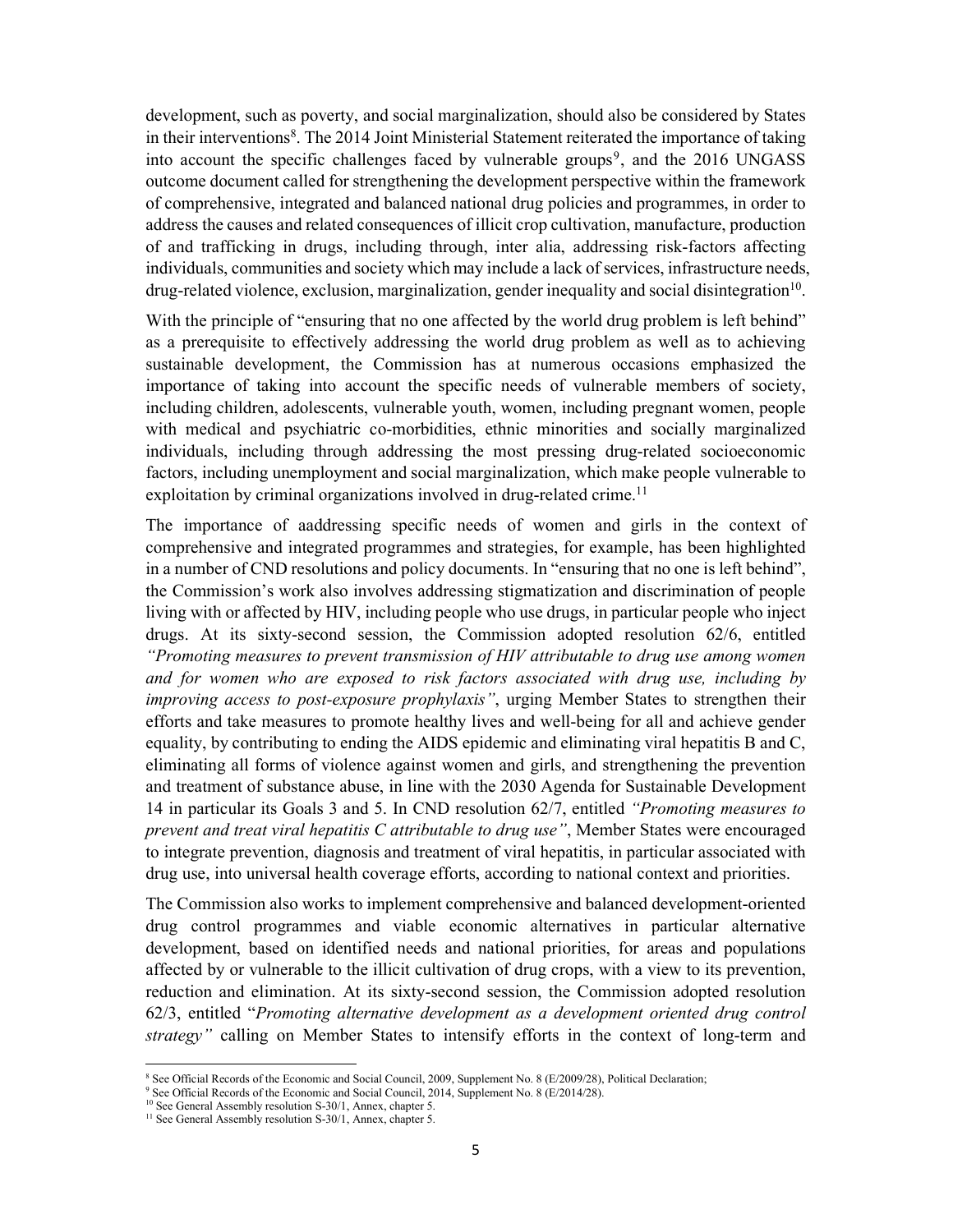development, such as poverty, and social marginalization, should also be considered by States in their interventions[8]. The 2014 Joint Ministerial Statement reiterated the importance of taking into account the specific challenges faced by vulnerable groups[9], and the 2016 UNGASS outcome document called for strengthening the development perspective within the framework of comprehensive, integrated and balanced national drug policies and programmes, in order to address the causes and related consequences of illicit crop cultivation, manufacture, production of and trafficking in drugs, including through, inter alia, addressing risk-factors affecting individuals, communities and society which may include a lack of services, infrastructure needs, drug-related violence, exclusion, marginalization, gender inequality and social disintegration[10].

With the principle of "ensuring that no one affected by the world drug problem is left behind" as a prerequisite to effectively addressing the world drug problem as well as to achieving sustainable development, the Commission has at numerous occasions emphasized the importance of taking into account the specific needs of vulnerable members of society, including children, adolescents, vulnerable youth, women, including pregnant women, people with medical and psychiatric co-morbidities, ethnic minorities and socially marginalized individuals, including through addressing the most pressing drug-related socioeconomic factors, including unemployment and social marginalization, which make people vulnerable to exploitation by criminal organizations involved in drug-related crime.[11]

The importance of aaddressing specific needs of women and girls in the context of comprehensive and integrated programmes and strategies, for example, has been highlighted in a number of CND resolutions and policy documents. In "ensuring that no one is left behind", the Commission's work also involves addressing stigmatization and discrimination of people living with or affected by HIV, including people who use drugs, in particular people who inject drugs. At its sixty-second session, the Commission adopted resolution 62/6, entitled *"Promoting measures to prevent transmission of HIV attributable to drug use among women and for women who are exposed to risk factors associated with drug use, including by improving access to post-exposure prophylaxis"*, urging Member States to strengthen their efforts and take measures to promote healthy lives and well-being for all and achieve gender equality, by contributing to ending the AIDS epidemic and eliminating viral hepatitis B and C, eliminating all forms of violence against women and girls, and strengthening the prevention and treatment of substance abuse, in line with the 2030 Agenda for Sustainable Development 14 in particular its Goals 3 and 5. In CND resolution 62/7, entitled *"Promoting measures to prevent and treat viral hepatitis C attributable to drug use"*, Member States were encouraged to integrate prevention, diagnosis and treatment of viral hepatitis, in particular associated with drug use, into universal health coverage efforts, according to national context and priorities.

The Commission also works to implement comprehensive and balanced development-oriented drug control programmes and viable economic alternatives in particular alternative development, based on identified needs and national priorities, for areas and populations affected by or vulnerable to the illicit cultivation of drug crops, with a view to its prevention, reduction and elimination. At its sixty-second session, the Commission adopted resolution 62/3, entitled "*Promoting alternative development as a development oriented drug control strategy"* calling on Member States to intensify efforts in the context of long-term and

---

[8] See Official Records of the Economic and Social Council, 2009, Supplement No. 8 (E/2009/28), Political Declaration;

[9] See Official Records of the Economic and Social Council, 2014, Supplement No. 8 (E/2014/28).

[10] See General Assembly resolution S-30/1, Annex, chapter 5.

[11] See General Assembly resolution S-30/1, Annex, chapter 5.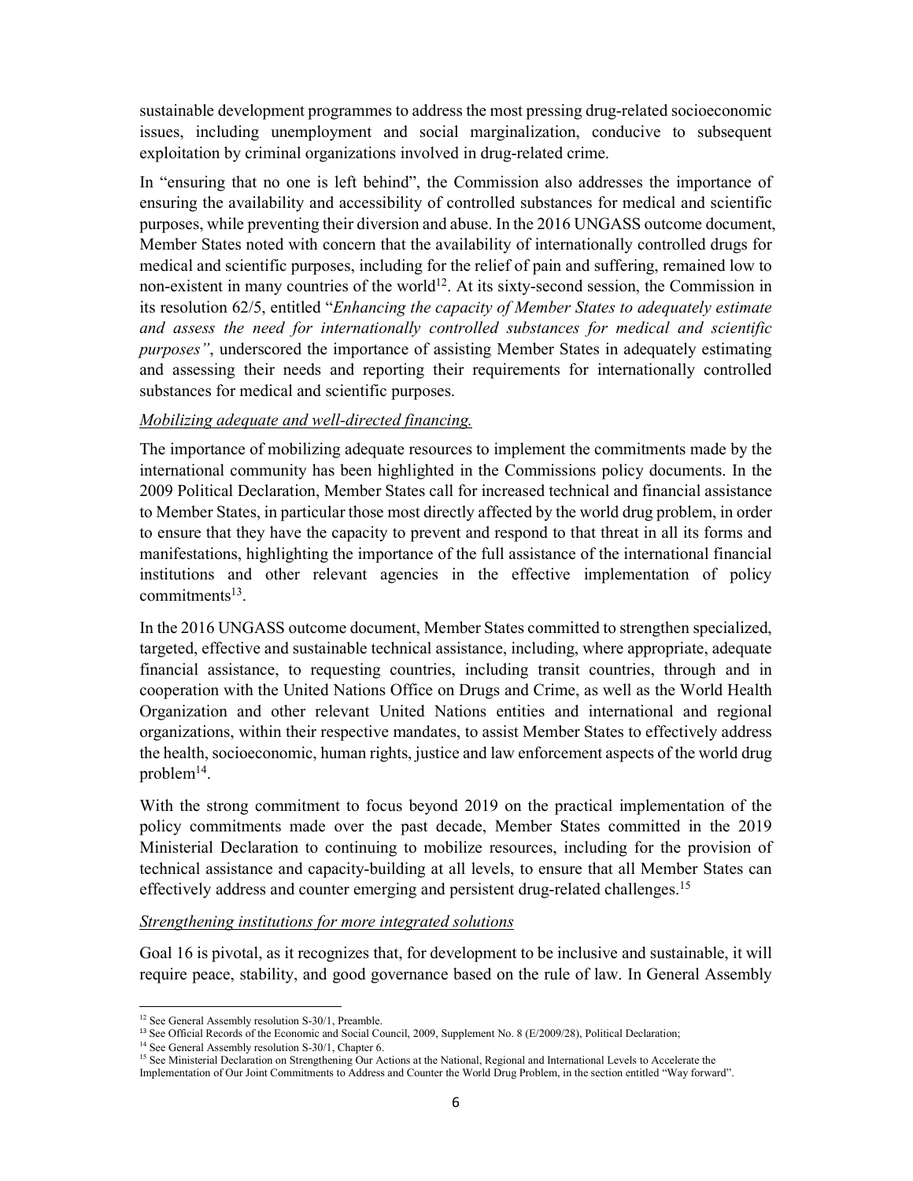sustainable development programmes to address the most pressing drug-related socioeconomic issues, including unemployment and social marginalization, conducive to subsequent exploitation by criminal organizations involved in drug-related crime.

In "ensuring that no one is left behind", the Commission also addresses the importance of ensuring the availability and accessibility of controlled substances for medical and scientific purposes, while preventing their diversion and abuse. In the 2016 UNGASS outcome document, Member States noted with concern that the availability of internationally controlled drugs for medical and scientific purposes, including for the relief of pain and suffering, remained low to non-existent in many countries of the world[12]. At its sixty-second session, the Commission in its resolution 62/5, entitled "*Enhancing the capacity of Member States to adequately estimate and assess the need for internationally controlled substances for medical and scientific purposes"*, underscored the importance of assisting Member States in adequately estimating and assessing their needs and reporting their requirements for internationally controlled substances for medical and scientific purposes.

*Mobilizing adequate and well-directed financing.*

The importance of mobilizing adequate resources to implement the commitments made by the international community has been highlighted in the Commissions policy documents. In the 2009 Political Declaration, Member States call for increased technical and financial assistance to Member States, in particular those most directly affected by the world drug problem, in order to ensure that they have the capacity to prevent and respond to that threat in all its forms and manifestations, highlighting the importance of the full assistance of the international financial institutions and other relevant agencies in the effective implementation of policy commitments[13].

In the 2016 UNGASS outcome document, Member States committed to strengthen specialized, targeted, effective and sustainable technical assistance, including, where appropriate, adequate financial assistance, to requesting countries, including transit countries, through and in cooperation with the United Nations Office on Drugs and Crime, as well as the World Health Organization and other relevant United Nations entities and international and regional organizations, within their respective mandates, to assist Member States to effectively address the health, socioeconomic, human rights, justice and law enforcement aspects of the world drug problem[14].

With the strong commitment to focus beyond 2019 on the practical implementation of the policy commitments made over the past decade, Member States committed in the 2019 Ministerial Declaration to continuing to mobilize resources, including for the provision of technical assistance and capacity-building at all levels, to ensure that all Member States can effectively address and counter emerging and persistent drug-related challenges.[15]

*Strengthening institutions for more integrated solutions*

Goal 16 is pivotal, as it recognizes that, for development to be inclusive and sustainable, it will require peace, stability, and good governance based on the rule of law. In General Assembly

---

[12] See General Assembly resolution S-30/1, Preamble.

[13] See Official Records of the Economic and Social Council, 2009, Supplement No. 8 (E/2009/28), Political Declaration;

[14] See General Assembly resolution S-30/1, Chapter 6.

[15] See Ministerial Declaration on Strengthening Our Actions at the National, Regional and International Levels to Accelerate the Implementation of Our Joint Commitments to Address and Counter the World Drug Problem, in the section entitled "Way forward".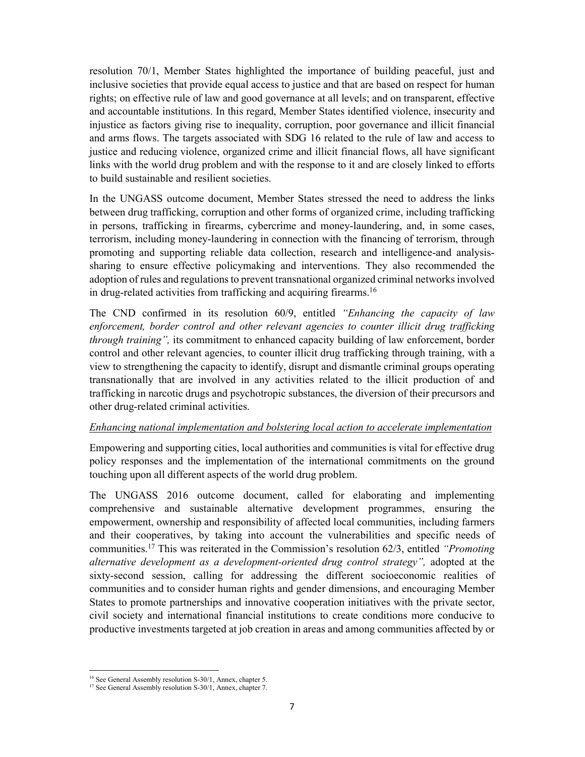resolution 70/1, Member States highlighted the importance of building peaceful, just and inclusive societies that provide equal access to justice and that are based on respect for human rights; on effective rule of law and good governance at all levels; and on transparent, effective and accountable institutions. In this regard, Member States identified violence, insecurity and injustice as factors giving rise to inequality, corruption, poor governance and illicit financial and arms flows. The targets associated with SDG 16 related to the rule of law and access to justice and reducing violence, organized crime and illicit financial flows, all have significant links with the world drug problem and with the response to it and are closely linked to efforts to build sustainable and resilient societies.

In the UNGASS outcome document, Member States stressed the need to address the links between drug trafficking, corruption and other forms of organized crime, including trafficking in persons, trafficking in firearms, cybercrime and money-laundering, and, in some cases, terrorism, including money-laundering in connection with the financing of terrorism, through promoting and supporting reliable data collection, research and intelligence-and analysis-sharing to ensure effective policymaking and interventions. They also recommended the adoption of rules and regulations to prevent transnational organized criminal networks involved in drug-related activities from trafficking and acquiring firearms.[16]

The CND confirmed in its resolution 60/9, entitled *"Enhancing the capacity of law enforcement, border control and other relevant agencies to counter illicit drug trafficking through training",* its commitment to enhanced capacity building of law enforcement, border control and other relevant agencies, to counter illicit drug trafficking through training, with a view to strengthening the capacity to identify, disrupt and dismantle criminal groups operating transnationally that are involved in any activities related to the illicit production of and trafficking in narcotic drugs and psychotropic substances, the diversion of their precursors and other drug-related criminal activities.

<u>*Enhancing national implementation and bolstering local action to accelerate implementation*</u>

Empowering and supporting cities, local authorities and communities is vital for effective drug policy responses and the implementation of the international commitments on the ground touching upon all different aspects of the world drug problem.

The UNGASS 2016 outcome document, called for elaborating and implementing comprehensive and sustainable alternative development programmes, ensuring the empowerment, ownership and responsibility of affected local communities, including farmers and their cooperatives, by taking into account the vulnerabilities and specific needs of communities.[17] This was reiterated in the Commission's resolution 62/3, entitled *"Promoting alternative development as a development-oriented drug control strategy",* adopted at the sixty-second session, calling for addressing the different socioeconomic realities of communities and to consider human rights and gender dimensions, and encouraging Member States to promote partnerships and innovative cooperation initiatives with the private sector, civil society and international financial institutions to create conditions more conducive to productive investments targeted at job creation in areas and among communities affected by or

---

[16] See General Assembly resolution S-30/1, Annex, chapter 5.

[17] See General Assembly resolution S-30/1, Annex, chapter 7.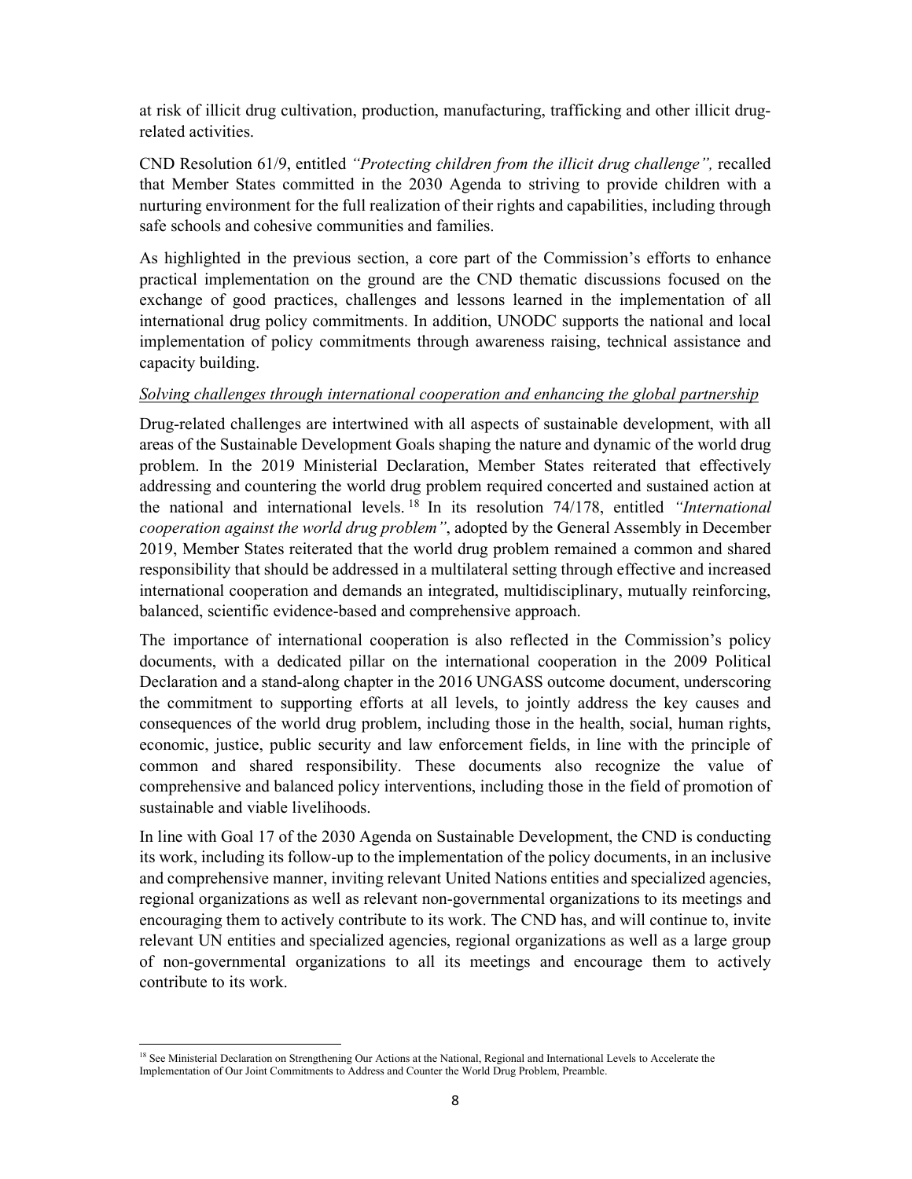at risk of illicit drug cultivation, production, manufacturing, trafficking and other illicit drug-related activities.

CND Resolution 61/9, entitled *"Protecting children from the illicit drug challenge",* recalled that Member States committed in the 2030 Agenda to striving to provide children with a nurturing environment for the full realization of their rights and capabilities, including through safe schools and cohesive communities and families.

As highlighted in the previous section, a core part of the Commission's efforts to enhance practical implementation on the ground are the CND thematic discussions focused on the exchange of good practices, challenges and lessons learned in the implementation of all international drug policy commitments. In addition, UNODC supports the national and local implementation of policy commitments through awareness raising, technical assistance and capacity building.

*Solving challenges through international cooperation and enhancing the global partnership*

Drug-related challenges are intertwined with all aspects of sustainable development, with all areas of the Sustainable Development Goals shaping the nature and dynamic of the world drug problem. In the 2019 Ministerial Declaration, Member States reiterated that effectively addressing and countering the world drug problem required concerted and sustained action at the national and international levels.[18] In its resolution 74/178, entitled *"International cooperation against the world drug problem"*, adopted by the General Assembly in December 2019, Member States reiterated that the world drug problem remained a common and shared responsibility that should be addressed in a multilateral setting through effective and increased international cooperation and demands an integrated, multidisciplinary, mutually reinforcing, balanced, scientific evidence-based and comprehensive approach.

The importance of international cooperation is also reflected in the Commission's policy documents, with a dedicated pillar on the international cooperation in the 2009 Political Declaration and a stand-along chapter in the 2016 UNGASS outcome document, underscoring the commitment to supporting efforts at all levels, to jointly address the key causes and consequences of the world drug problem, including those in the health, social, human rights, economic, justice, public security and law enforcement fields, in line with the principle of common and shared responsibility. These documents also recognize the value of comprehensive and balanced policy interventions, including those in the field of promotion of sustainable and viable livelihoods.

In line with Goal 17 of the 2030 Agenda on Sustainable Development, the CND is conducting its work, including its follow-up to the implementation of the policy documents, in an inclusive and comprehensive manner, inviting relevant United Nations entities and specialized agencies, regional organizations as well as relevant non-governmental organizations to its meetings and encouraging them to actively contribute to its work. The CND has, and will continue to, invite relevant UN entities and specialized agencies, regional organizations as well as a large group of non-governmental organizations to all its meetings and encourage them to actively contribute to its work.

---

[18] See Ministerial Declaration on Strengthening Our Actions at the National, Regional and International Levels to Accelerate the Implementation of Our Joint Commitments to Address and Counter the World Drug Problem, Preamble.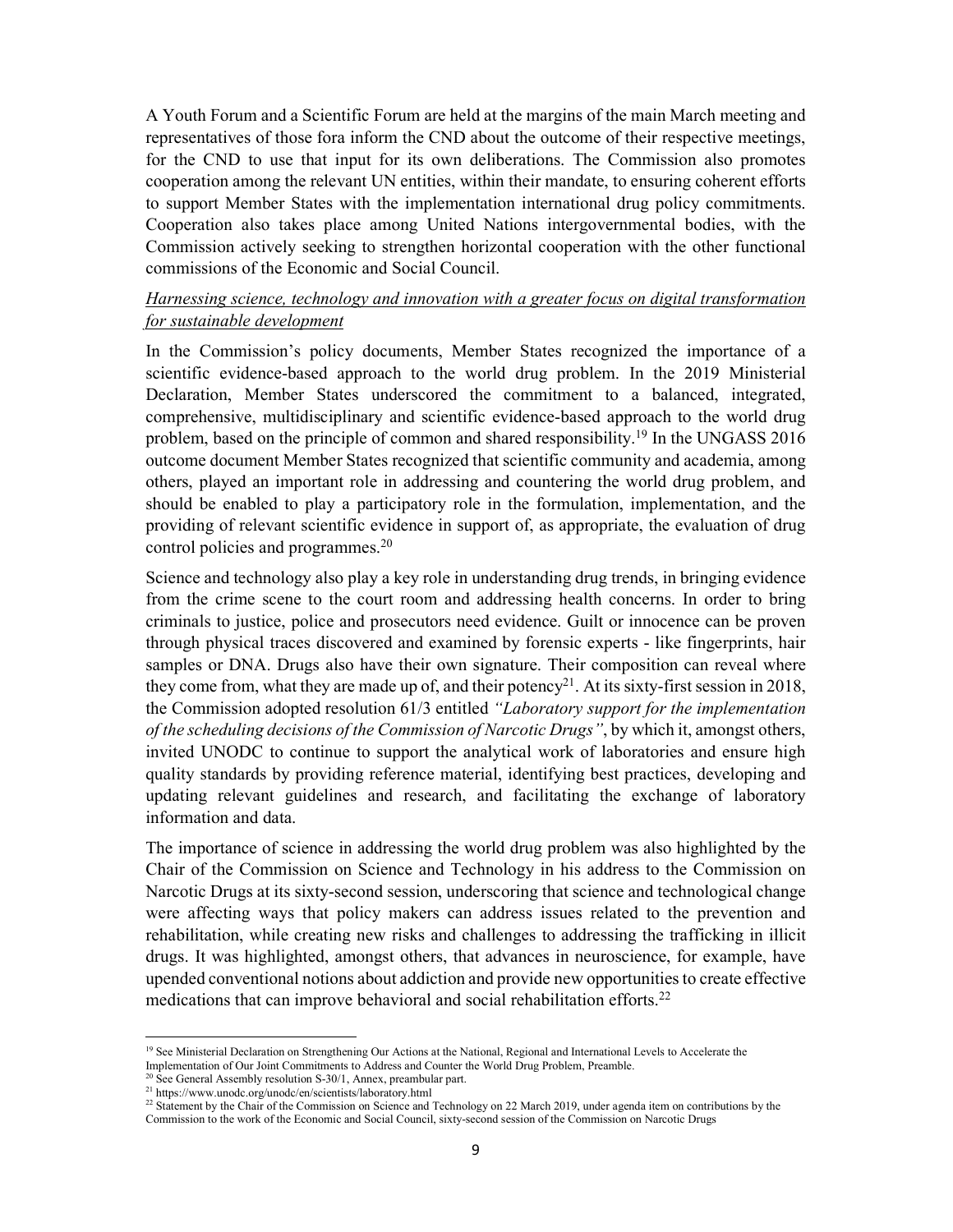A Youth Forum and a Scientific Forum are held at the margins of the main March meeting and representatives of those fora inform the CND about the outcome of their respective meetings, for the CND to use that input for its own deliberations. The Commission also promotes cooperation among the relevant UN entities, within their mandate, to ensuring coherent efforts to support Member States with the implementation international drug policy commitments. Cooperation also takes place among United Nations intergovernmental bodies, with the Commission actively seeking to strengthen horizontal cooperation with the other functional commissions of the Economic and Social Council.

<u>*Harnessing science, technology and innovation with a greater focus on digital transformation for sustainable development*</u>

In the Commission's policy documents, Member States recognized the importance of a scientific evidence-based approach to the world drug problem. In the 2019 Ministerial Declaration, Member States underscored the commitment to a balanced, integrated, comprehensive, multidisciplinary and scientific evidence-based approach to the world drug problem, based on the principle of common and shared responsibility.[19] In the UNGASS 2016 outcome document Member States recognized that scientific community and academia, among others, played an important role in addressing and countering the world drug problem, and should be enabled to play a participatory role in the formulation, implementation, and the providing of relevant scientific evidence in support of, as appropriate, the evaluation of drug control policies and programmes.[20]

Science and technology also play a key role in understanding drug trends, in bringing evidence from the crime scene to the court room and addressing health concerns. In order to bring criminals to justice, police and prosecutors need evidence. Guilt or innocence can be proven through physical traces discovered and examined by forensic experts - like fingerprints, hair samples or DNA. Drugs also have their own signature. Their composition can reveal where they come from, what they are made up of, and their potency[21]. At its sixty-first session in 2018, the Commission adopted resolution 61/3 entitled *"Laboratory support for the implementation of the scheduling decisions of the Commission of Narcotic Drugs"*, by which it, amongst others, invited UNODC to continue to support the analytical work of laboratories and ensure high quality standards by providing reference material, identifying best practices, developing and updating relevant guidelines and research, and facilitating the exchange of laboratory information and data.

The importance of science in addressing the world drug problem was also highlighted by the Chair of the Commission on Science and Technology in his address to the Commission on Narcotic Drugs at its sixty-second session, underscoring that science and technological change were affecting ways that policy makers can address issues related to the prevention and rehabilitation, while creating new risks and challenges to addressing the trafficking in illicit drugs. It was highlighted, amongst others, that advances in neuroscience, for example, have upended conventional notions about addiction and provide new opportunities to create effective medications that can improve behavioral and social rehabilitation efforts.[22]

---

[19] See Ministerial Declaration on Strengthening Our Actions at the National, Regional and International Levels to Accelerate the Implementation of Our Joint Commitments to Address and Counter the World Drug Problem, Preamble.

[20] See General Assembly resolution S-30/1, Annex, preambular part.

[21] https://www.unodc.org/unodc/en/scientists/laboratory.html

[22] Statement by the Chair of the Commission on Science and Technology on 22 March 2019, under agenda item on contributions by the Commission to the work of the Economic and Social Council, sixty-second session of the Commission on Narcotic Drugs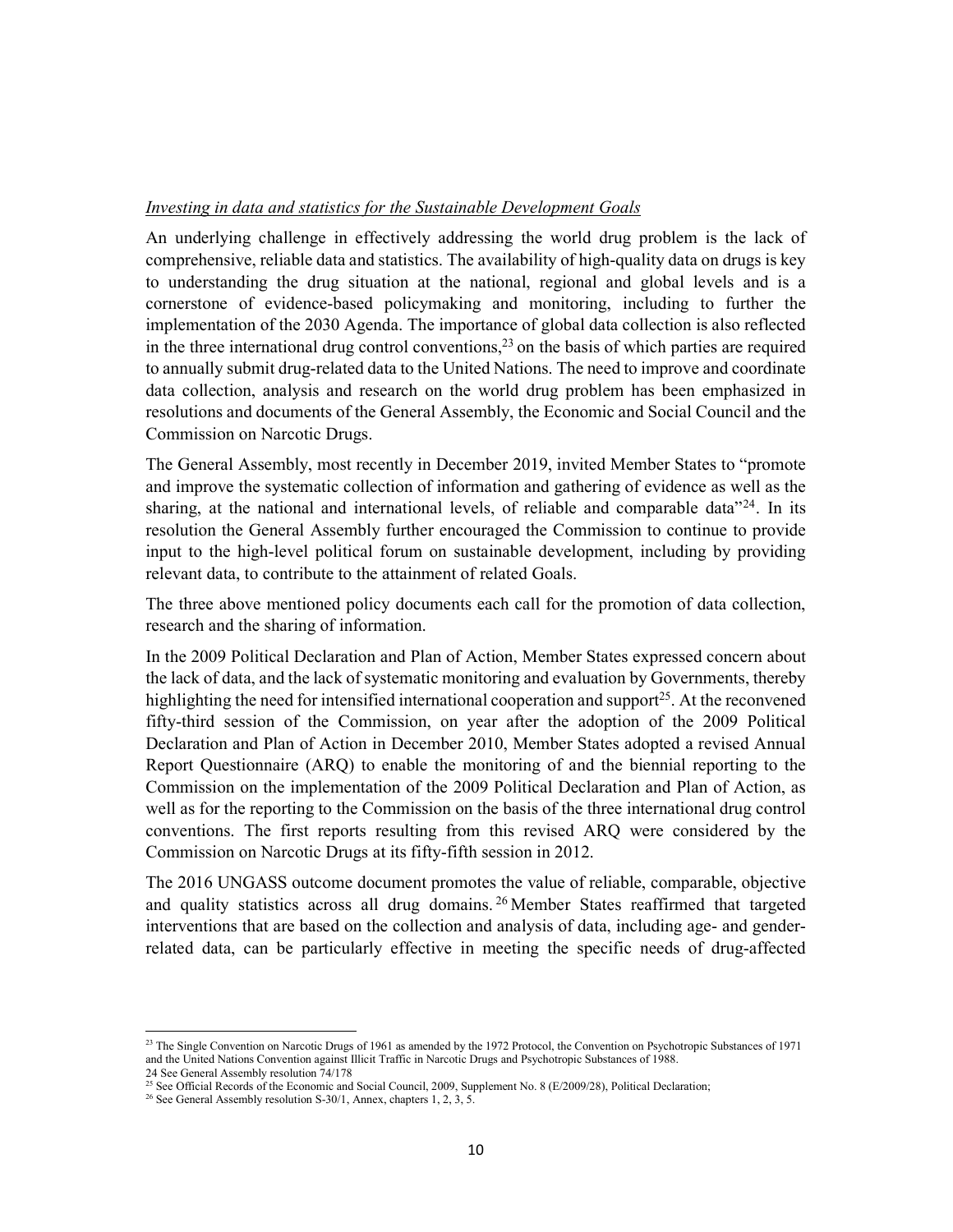*Investing in data and statistics for the Sustainable Development Goals*

An underlying challenge in effectively addressing the world drug problem is the lack of comprehensive, reliable data and statistics. The availability of high-quality data on drugs is key to understanding the drug situation at the national, regional and global levels and is a cornerstone of evidence-based policymaking and monitoring, including to further the implementation of the 2030 Agenda. The importance of global data collection is also reflected in the three international drug control conventions,[23] on the basis of which parties are required to annually submit drug-related data to the United Nations. The need to improve and coordinate data collection, analysis and research on the world drug problem has been emphasized in resolutions and documents of the General Assembly, the Economic and Social Council and the Commission on Narcotic Drugs.

The General Assembly, most recently in December 2019, invited Member States to "promote and improve the systematic collection of information and gathering of evidence as well as the sharing, at the national and international levels, of reliable and comparable data"[24]. In its resolution the General Assembly further encouraged the Commission to continue to provide input to the high-level political forum on sustainable development, including by providing relevant data, to contribute to the attainment of related Goals.

The three above mentioned policy documents each call for the promotion of data collection, research and the sharing of information.

In the 2009 Political Declaration and Plan of Action, Member States expressed concern about the lack of data, and the lack of systematic monitoring and evaluation by Governments, thereby highlighting the need for intensified international cooperation and support[25]. At the reconvened fifty-third session of the Commission, on year after the adoption of the 2009 Political Declaration and Plan of Action in December 2010, Member States adopted a revised Annual Report Questionnaire (ARQ) to enable the monitoring of and the biennial reporting to the Commission on the implementation of the 2009 Political Declaration and Plan of Action, as well as for the reporting to the Commission on the basis of the three international drug control conventions. The first reports resulting from this revised ARQ were considered by the Commission on Narcotic Drugs at its fifty-fifth session in 2012.

The 2016 UNGASS outcome document promotes the value of reliable, comparable, objective and quality statistics across all drug domains.[26] Member States reaffirmed that targeted interventions that are based on the collection and analysis of data, including age- and gender-related data, can be particularly effective in meeting the specific needs of drug-affected

---

[23] The Single Convention on Narcotic Drugs of 1961 as amended by the 1972 Protocol, the Convention on Psychotropic Substances of 1971 and the United Nations Convention against Illicit Traffic in Narcotic Drugs and Psychotropic Substances of 1988.

[24] See General Assembly resolution 74/178

[25] See Official Records of the Economic and Social Council, 2009, Supplement No. 8 (E/2009/28), Political Declaration;

[26] See General Assembly resolution S-30/1, Annex, chapters 1, 2, 3, 5.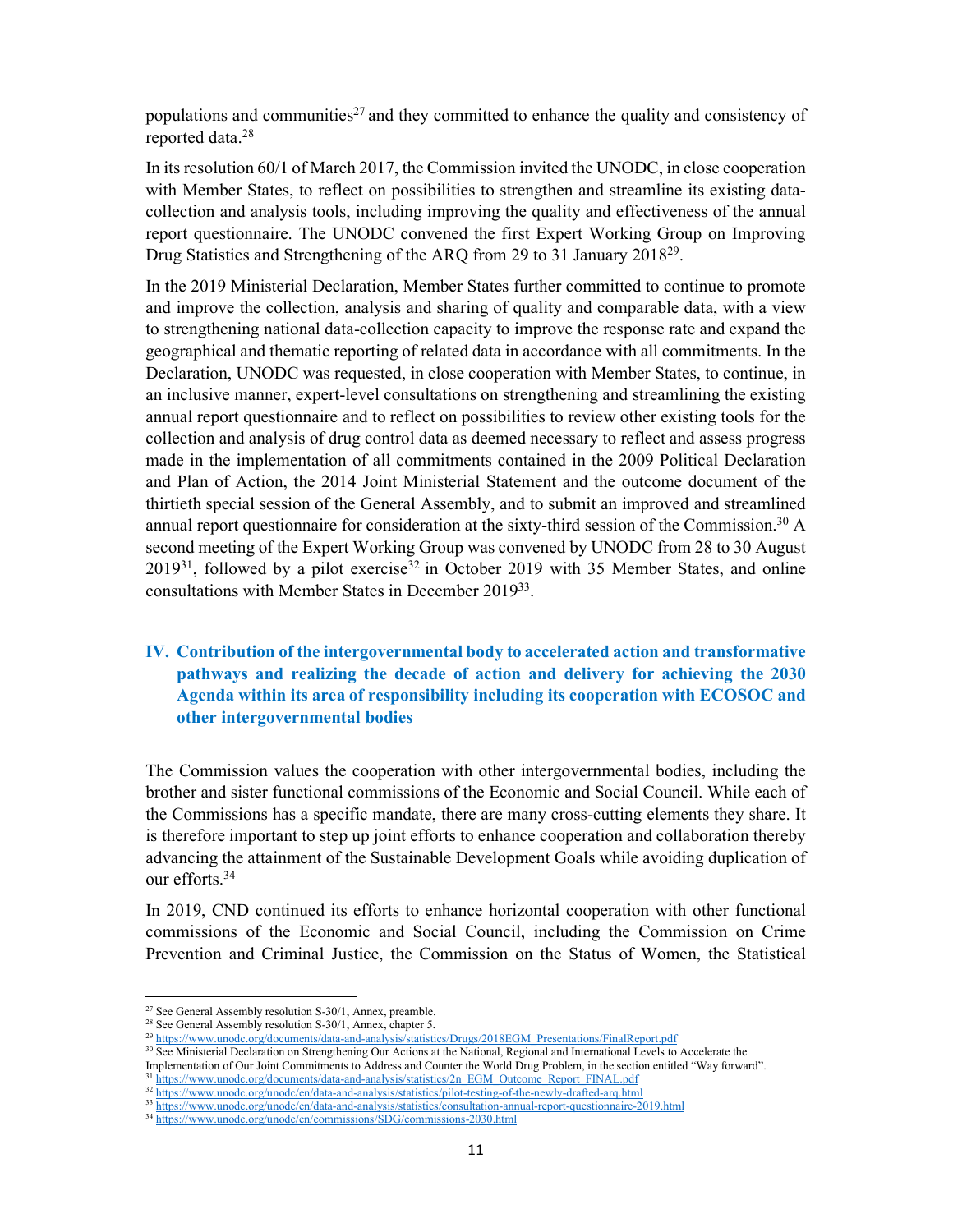populations and communities[27] and they committed to enhance the quality and consistency of reported data.[28]

In its resolution 60/1 of March 2017, the Commission invited the UNODC, in close cooperation with Member States, to reflect on possibilities to strengthen and streamline its existing data-collection and analysis tools, including improving the quality and effectiveness of the annual report questionnaire. The UNODC convened the first Expert Working Group on Improving Drug Statistics and Strengthening of the ARQ from 29 to 31 January 2018[29].

In the 2019 Ministerial Declaration, Member States further committed to continue to promote and improve the collection, analysis and sharing of quality and comparable data, with a view to strengthening national data-collection capacity to improve the response rate and expand the geographical and thematic reporting of related data in accordance with all commitments. In the Declaration, UNODC was requested, in close cooperation with Member States, to continue, in an inclusive manner, expert-level consultations on strengthening and streamlining the existing annual report questionnaire and to reflect on possibilities to review other existing tools for the collection and analysis of drug control data as deemed necessary to reflect and assess progress made in the implementation of all commitments contained in the 2009 Political Declaration and Plan of Action, the 2014 Joint Ministerial Statement and the outcome document of the thirtieth special session of the General Assembly, and to submit an improved and streamlined annual report questionnaire for consideration at the sixty-third session of the Commission.[30] A second meeting of the Expert Working Group was convened by UNODC from 28 to 30 August 2019[31], followed by a pilot exercise[32] in October 2019 with 35 Member States, and online consultations with Member States in December 2019[33].

## IV. Contribution of the intergovernmental body to accelerated action and transformative pathways and realizing the decade of action and delivery for achieving the 2030 Agenda within its area of responsibility including its cooperation with ECOSOC and other intergovernmental bodies

The Commission values the cooperation with other intergovernmental bodies, including the brother and sister functional commissions of the Economic and Social Council. While each of the Commissions has a specific mandate, there are many cross-cutting elements they share. It is therefore important to step up joint efforts to enhance cooperation and collaboration thereby advancing the attainment of the Sustainable Development Goals while avoiding duplication of our efforts.[34]

In 2019, CND continued its efforts to enhance horizontal cooperation with other functional commissions of the Economic and Social Council, including the Commission on Crime Prevention and Criminal Justice, the Commission on the Status of Women, the Statistical

---

[27] See General Assembly resolution S-30/1, Annex, preamble.
[28] See General Assembly resolution S-30/1, Annex, chapter 5.
[29] https://www.unodc.org/documents/data-and-analysis/statistics/Drugs/2018EGM_Presentations/FinalReport.pdf
[30] See Ministerial Declaration on Strengthening Our Actions at the National, Regional and International Levels to Accelerate the Implementation of Our Joint Commitments to Address and Counter the World Drug Problem, in the section entitled "Way forward".
[31] https://www.unodc.org/documents/data-and-analysis/statistics/2n_EGM_Outcome_Report_FINAL.pdf
[32] https://www.unodc.org/unodc/en/data-and-analysis/statistics/pilot-testing-of-the-newly-drafted-arq.html
[33] https://www.unodc.org/unodc/en/data-and-analysis/statistics/consultation-annual-report-questionnaire-2019.html
[34] https://www.unodc.org/unodc/en/commissions/SDG/commissions-2030.html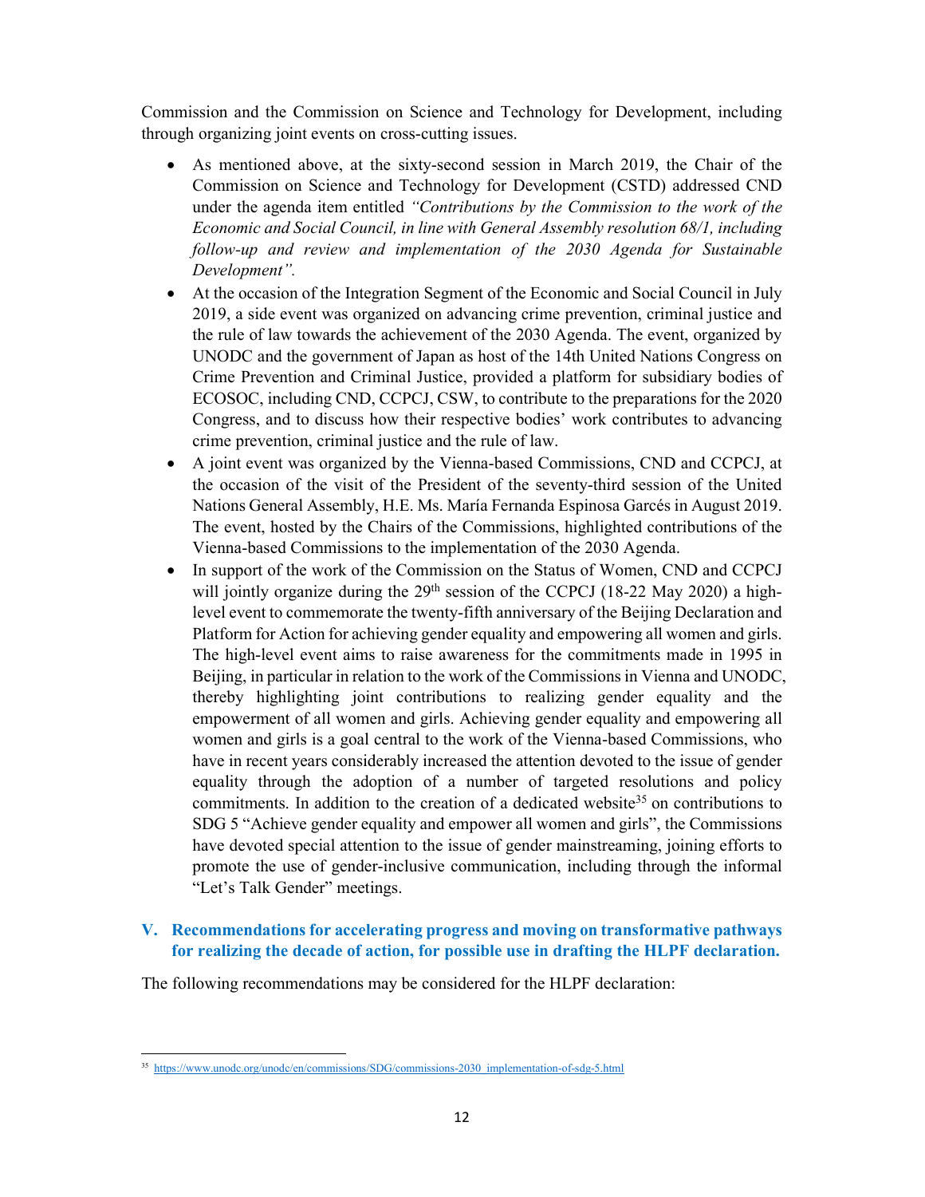Commission and the Commission on Science and Technology for Development, including through organizing joint events on cross-cutting issues.

- As mentioned above, at the sixty-second session in March 2019, the Chair of the Commission on Science and Technology for Development (CSTD) addressed CND under the agenda item entitled *"Contributions by the Commission to the work of the Economic and Social Council, in line with General Assembly resolution 68/1, including follow-up and review and implementation of the 2030 Agenda for Sustainable Development".*
- At the occasion of the Integration Segment of the Economic and Social Council in July 2019, a side event was organized on advancing crime prevention, criminal justice and the rule of law towards the achievement of the 2030 Agenda. The event, organized by UNODC and the government of Japan as host of the 14th United Nations Congress on Crime Prevention and Criminal Justice, provided a platform for subsidiary bodies of ECOSOC, including CND, CCPCJ, CSW, to contribute to the preparations for the 2020 Congress, and to discuss how their respective bodies' work contributes to advancing crime prevention, criminal justice and the rule of law.
- A joint event was organized by the Vienna-based Commissions, CND and CCPCJ, at the occasion of the visit of the President of the seventy-third session of the United Nations General Assembly, H.E. Ms. María Fernanda Espinosa Garcés in August 2019. The event, hosted by the Chairs of the Commissions, highlighted contributions of the Vienna-based Commissions to the implementation of the 2030 Agenda.
- In support of the work of the Commission on the Status of Women, CND and CCPCJ will jointly organize during the 29th session of the CCPCJ (18-22 May 2020) a high-level event to commemorate the twenty-fifth anniversary of the Beijing Declaration and Platform for Action for achieving gender equality and empowering all women and girls. The high-level event aims to raise awareness for the commitments made in 1995 in Beijing, in particular in relation to the work of the Commissions in Vienna and UNODC, thereby highlighting joint contributions to realizing gender equality and the empowerment of all women and girls. Achieving gender equality and empowering all women and girls is a goal central to the work of the Vienna-based Commissions, who have in recent years considerably increased the attention devoted to the issue of gender equality through the adoption of a number of targeted resolutions and policy commitments. In addition to the creation of a dedicated website[35] on contributions to SDG 5 "Achieve gender equality and empower all women and girls", the Commissions have devoted special attention to the issue of gender mainstreaming, joining efforts to promote the use of gender-inclusive communication, including through the informal "Let's Talk Gender" meetings.

## V. Recommendations for accelerating progress and moving on transformative pathways for realizing the decade of action, for possible use in drafting the HLPF declaration.

The following recommendations may be considered for the HLPF declaration:

---

[35] https://www.unodc.org/unodc/en/commissions/SDG/commissions-2030_implementation-of-sdg-5.html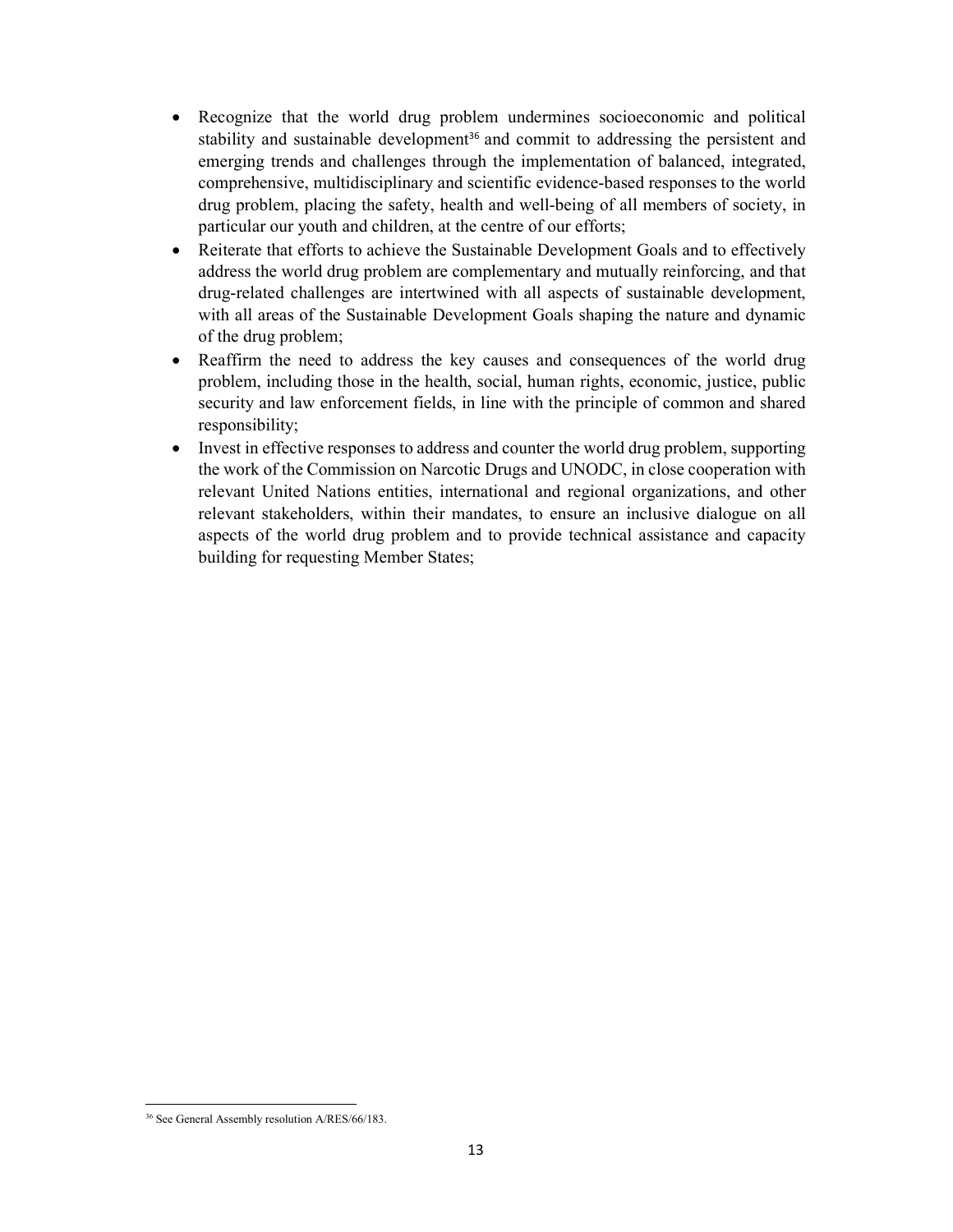- Recognize that the world drug problem undermines socioeconomic and political stability and sustainable development[36] and commit to addressing the persistent and emerging trends and challenges through the implementation of balanced, integrated, comprehensive, multidisciplinary and scientific evidence-based responses to the world drug problem, placing the safety, health and well-being of all members of society, in particular our youth and children, at the centre of our efforts;
- Reiterate that efforts to achieve the Sustainable Development Goals and to effectively address the world drug problem are complementary and mutually reinforcing, and that drug-related challenges are intertwined with all aspects of sustainable development, with all areas of the Sustainable Development Goals shaping the nature and dynamic of the drug problem;
- Reaffirm the need to address the key causes and consequences of the world drug problem, including those in the health, social, human rights, economic, justice, public security and law enforcement fields, in line with the principle of common and shared responsibility;
- Invest in effective responses to address and counter the world drug problem, supporting the work of the Commission on Narcotic Drugs and UNODC, in close cooperation with relevant United Nations entities, international and regional organizations, and other relevant stakeholders, within their mandates, to ensure an inclusive dialogue on all aspects of the world drug problem and to provide technical assistance and capacity building for requesting Member States;

[36] See General Assembly resolution A/RES/66/183.